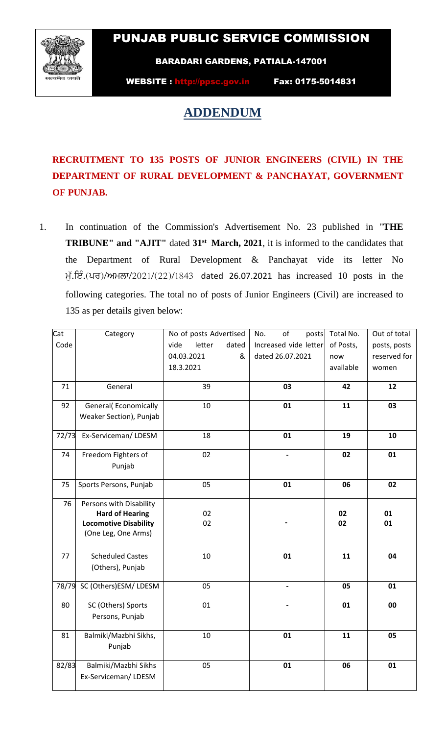# PUNJAB PUBLIC SERVICE COMMISSION

**BARADARI GARDENS, PATIALA-147001**

**WEBSITE : http://ppsc.gov.in Fax: 0175-5014831**

## ADDENDUM

**RECRUITMENT TO 135 POSTS OF JUNIOR ENGINEERS (CIVIL) IN THE DEPARTMENT OF RURAL DEVELOPMENT & PANCHAYAT, GOVERNMENT OF PUNJAB.**

1. In continuation of the Commission's Advertisement No. 23 published in "**THE TRIBUNE" and "AJIT"** dated **31st March, 2021**, it is informed to the candidates that the Department of Rural Development & Panchayat vide its letter No ਮੁੱ.ਇੰ.(ਪਰ)/ਅਮਲਾ/2021/(22)/1843 dated 26.07.2021 has increased 10 posts in the following categories. The total no of posts of Junior Engineers (Civil) are increased to 135 as per details given below:

| Cat Code | Category | No of posts Advertised vide letter dated 04.03.2021 & 18.3.2021 | No. of posts Increased vide letter dated 26.07.2021 | Total No. of Posts, now available | Out of total posts, posts reserved for women |
|---|---|---|---|---|---|
| 71 | General | 39 | **03** | **42** | **12** |
| 92 | General( Economically Weaker Section), Punjab | 10 | **01** | **11** | **03** |
| 72/73 | Ex-Serviceman/ LDESM | 18 | **01** | **19** | **10** |
| 74 | Freedom Fighters of Punjab | 02 | **-** | **02** | **01** |
| 75 | Sports Persons, Punjab | 05 | **01** | **06** | **02** |
| 76 | Persons with Disability<br>**Hard of Hearing**<br>**Locomotive Disability** (One Leg, One Arms) | <br>02<br>02 | - | <br>**02**<br>**02** | <br>**01**<br>**01** |
| 77 | Scheduled Castes (Others), Punjab | 10 | **01** | **11** | **04** |
| 78/79 | SC (Others)ESM/ LDESM | 05 | **-** | **05** | **01** |
| 80 | SC (Others) Sports Persons, Punjab | 01 | **-** | **01** | **00** |
| 81 | Balmiki/Mazbhi Sikhs, Punjab | 10 | **01** | **11** | **05** |
| 82/83 | Balmiki/Mazbhi Sikhs Ex-Serviceman/ LDESM | 05 | **01** | **06** | **01** |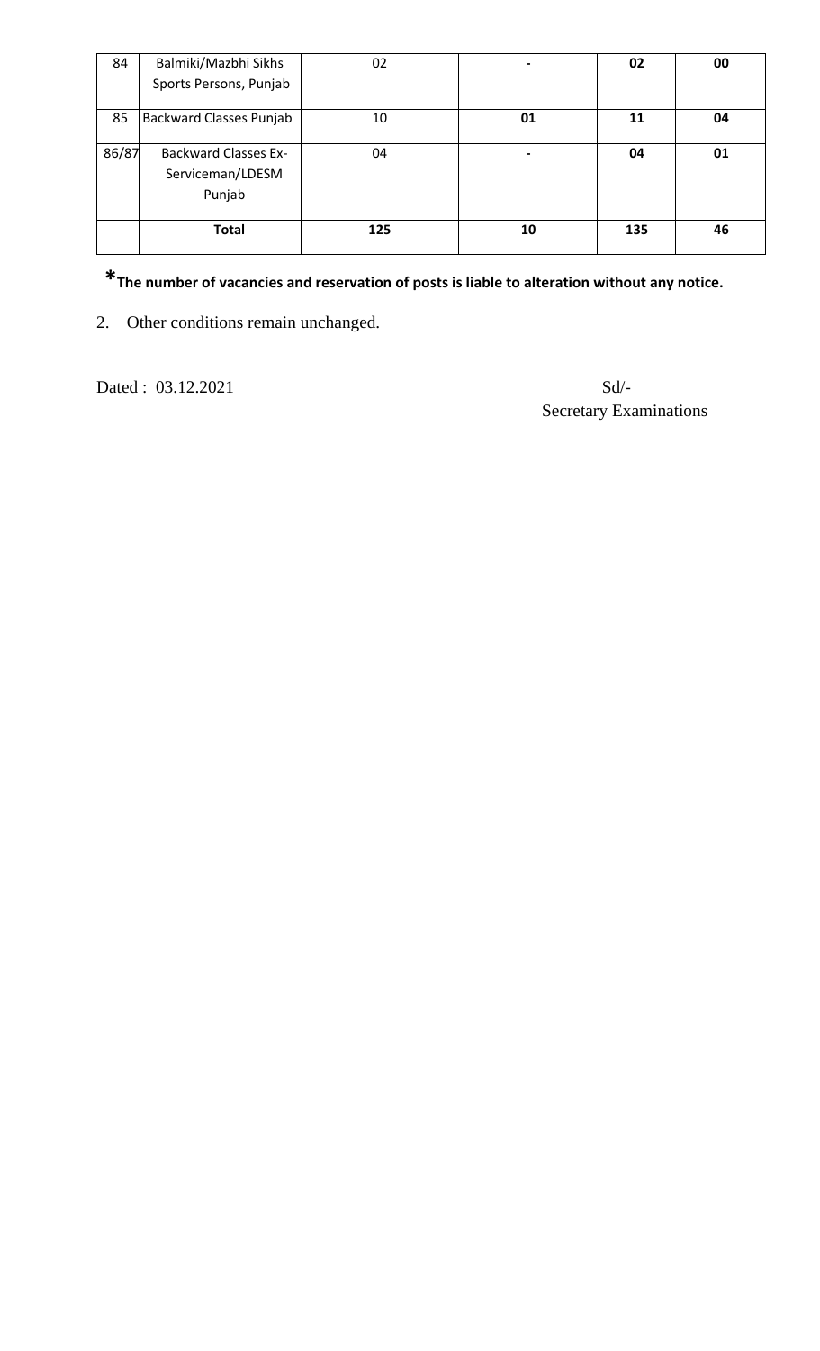| | | | | | |
|---|---|---|---|---|---|
| 84 | Balmiki/Mazbhi Sikhs Sports Persons, Punjab | 02 | - | **02** | **00** |
| 85 | Backward Classes Punjab | 10 | **01** | **11** | **04** |
| 86/87 | Backward Classes Ex-Serviceman/LDESM Punjab | 04 | - | **04** | **01** |
| | **Total** | **125** | **10** | **135** | **46** |

***The number of vacancies and reservation of posts is liable to alteration without any notice.**

2. Other conditions remain unchanged.

Dated : 03.12.2021

Sd/-
Secretary Examinations